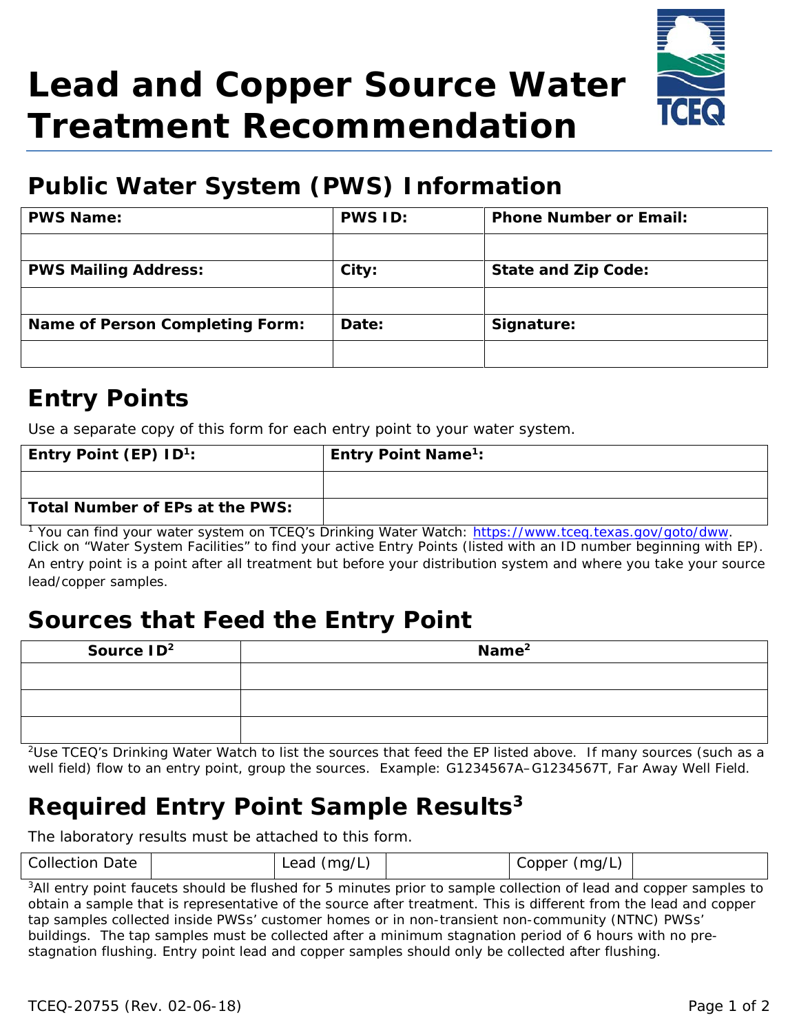# Lead and Copper Source Water Treatment Recommendation

## Public Water System (PWS) Information

| PWS Name: | PWS ID: | Phone Number or Email: |
|---|---|---|
| | | |
| **PWS Mailing Address:** | **City:** | **State and Zip Code:** |
| | | |
| **Name of Person Completing Form:** | **Date:** | **Signature:** |
| | | |

## Entry Points

Use a separate copy of this form for each entry point to your water system.

| Entry Point (EP) ID[1]: | Entry Point Name[1]: |
|---|---|
| | |
| **Total Number of EPs at the PWS:** | |

[1] You can find your water system on TCEQ's Drinking Water Watch: https://www.tceq.texas.gov/goto/dww. Click on "Water System Facilities" to find your active Entry Points (listed with an ID number beginning with EP). An entry point is a point after all treatment but before your distribution system and where you take your source lead/copper samples.

## Sources that Feed the Entry Point

| Source ID[2] | Name[2] |
|---|---|
| | |
| | |
| | |

[2]Use TCEQ's Drinking Water Watch to list the sources that feed the EP listed above. If many sources (such as a well field) flow to an entry point, group the sources. Example: G1234567A–G1234567T, Far Away Well Field.

## Required Entry Point Sample Results[3]

The laboratory results must be attached to this form.

| Collection Date | | Lead (mg/L) | | Copper (mg/L) | |
|---|---|---|---|---|---|

[3]All entry point faucets should be flushed for 5 minutes prior to sample collection of lead and copper samples to obtain a sample that is representative of the source after treatment. This is different from the lead and copper tap samples collected inside PWSs' customer homes or in non-transient non-community (NTNC) PWSs' buildings. The tap samples must be collected after a minimum stagnation period of 6 hours with no pre-stagnation flushing. Entry point lead and copper samples should only be collected after flushing.

TCEQ-20755 (Rev. 02-06-18)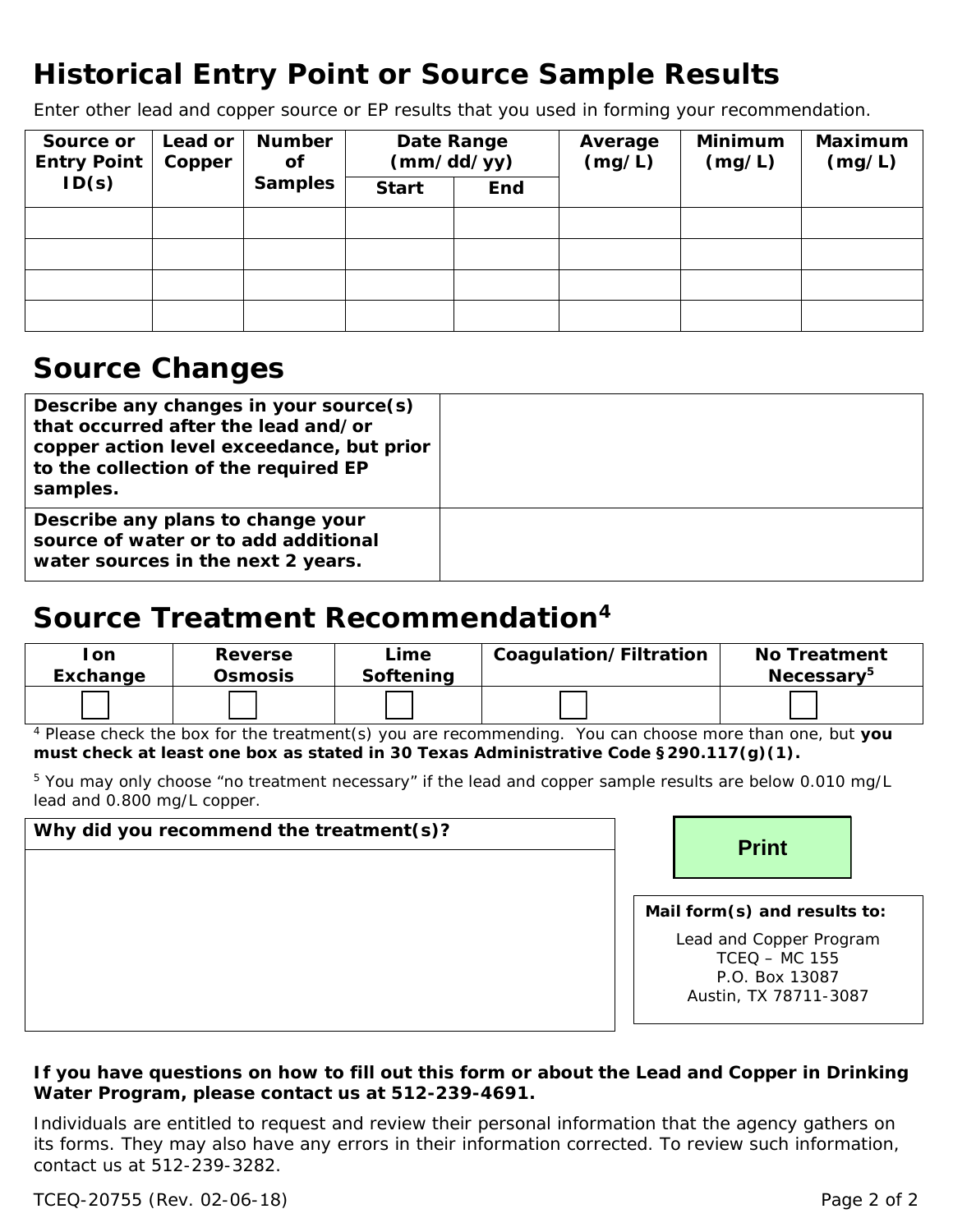## Historical Entry Point or Source Sample Results

Enter other lead and copper source or EP results that you used in forming your recommendation.

| Source or Entry Point ID(s) | Lead or Copper | Number of Samples | Date Range (mm/dd/yy) | | Average (mg/L) | Minimum (mg/L) | Maximum (mg/L) |
|---|---|---|---|---|---|---|---|
| | | | Start | End | | | |
| | | | | | | | |
| | | | | | | | |
| | | | | | | | |
| | | | | | | | |

## Source Changes

| | |
|---|---|
| **Describe any changes in your source(s) that occurred after the lead and/or copper action level exceedance, but prior to the collection of the required EP samples.** | |
| **Describe any plans to change your source of water or to add additional water sources in the next 2 years.** | |

## Source Treatment Recommendation[4]

| Ion Exchange | Reverse Osmosis | Lime Softening | Coagulation/Filtration | No Treatment Necessary[5] |
|---|---|---|---|---|
| ☐ | ☐ | ☐ | ☐ | ☐ |

[4] Please check the box for the treatment(s) you are recommending. You can choose more than one, but **you must check at least one box as stated in 30 Texas Administrative Code §290.117(g)(1).**

[5] You may only choose "no treatment necessary" if the lead and copper sample results are below 0.010 mg/L lead and 0.800 mg/L copper.

**Why did you recommend the treatment(s)?**

Print

**Mail form(s) and results to:**

Lead and Copper Program
TCEQ – MC 155
P.O. Box 13087
Austin, TX 78711-3087

**If you have questions on how to fill out this form or about the Lead and Copper in Drinking Water Program, please contact us at 512-239-4691.**

Individuals are entitled to request and review their personal information that the agency gathers on its forms. They may also have any errors in their information corrected. To review such information, contact us at 512-239-3282.

TCEQ-20755 (Rev. 02-06-18)